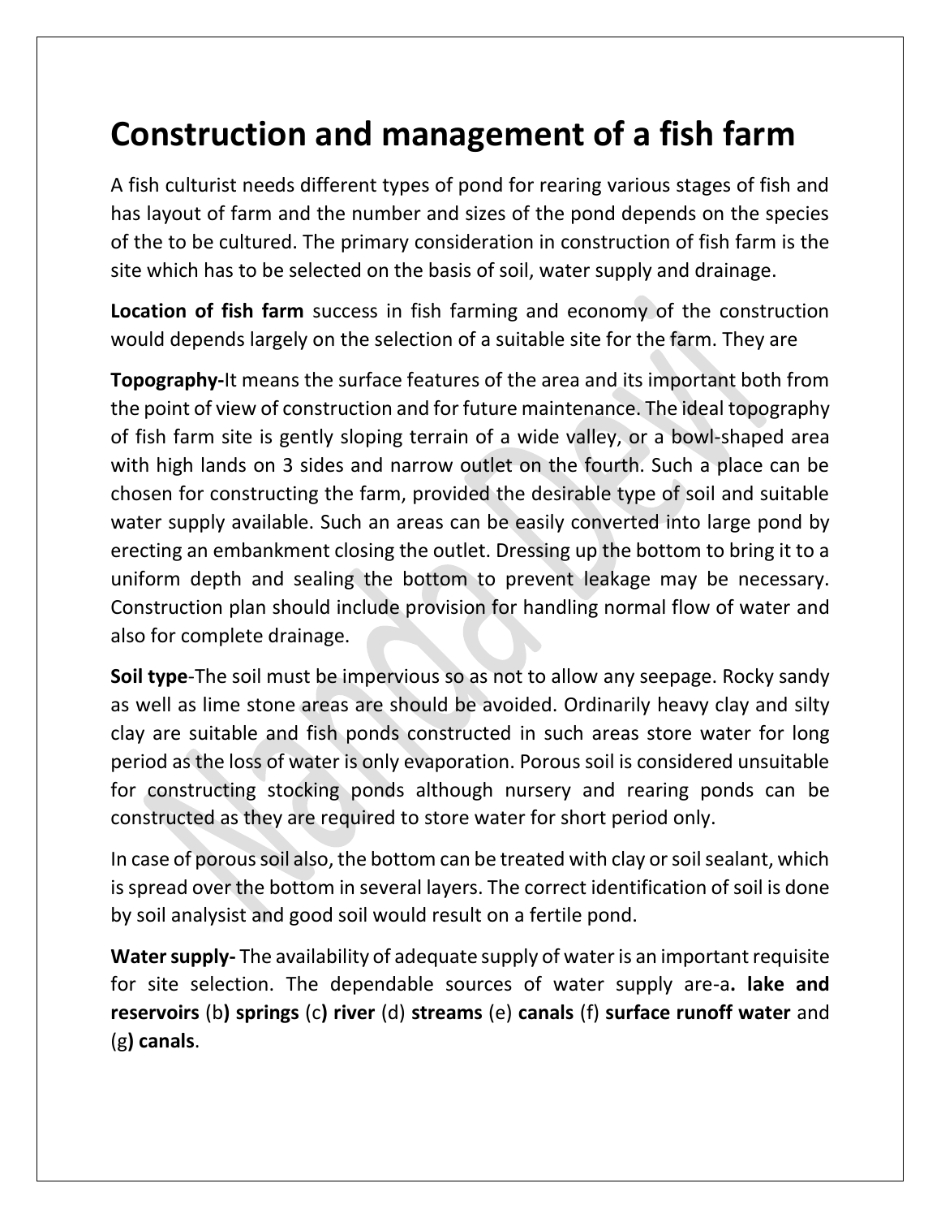# Construction and management of a fish farm

A fish culturist needs different types of pond for rearing various stages of fish and has layout of farm and the number and sizes of the pond depends on the species of the to be cultured. The primary consideration in construction of fish farm is the site which has to be selected on the basis of soil, water supply and drainage.

**Location of fish farm** success in fish farming and economy of the construction would depends largely on the selection of a suitable site for the farm. They are

**Topography-**It means the surface features of the area and its important both from the point of view of construction and for future maintenance. The ideal topography of fish farm site is gently sloping terrain of a wide valley, or a bowl-shaped area with high lands on 3 sides and narrow outlet on the fourth. Such a place can be chosen for constructing the farm, provided the desirable type of soil and suitable water supply available. Such an areas can be easily converted into large pond by erecting an embankment closing the outlet. Dressing up the bottom to bring it to a uniform depth and sealing the bottom to prevent leakage may be necessary. Construction plan should include provision for handling normal flow of water and also for complete drainage.

**Soil type**-The soil must be impervious so as not to allow any seepage. Rocky sandy as well as lime stone areas are should be avoided. Ordinarily heavy clay and silty clay are suitable and fish ponds constructed in such areas store water for long period as the loss of water is only evaporation. Porous soil is considered unsuitable for constructing stocking ponds although nursery and rearing ponds can be constructed as they are required to store water for short period only.

In case of porous soil also, the bottom can be treated with clay or soil sealant, which is spread over the bottom in several layers. The correct identification of soil is done by soil analysist and good soil would result on a fertile pond.

**Water supply-** The availability of adequate supply of water is an important requisite for site selection. The dependable sources of water supply are-a**. lake and reservoirs** (b**) springs** (c**) river** (d) **streams** (e) **canals** (f) **surface runoff water** and (g**) canals**.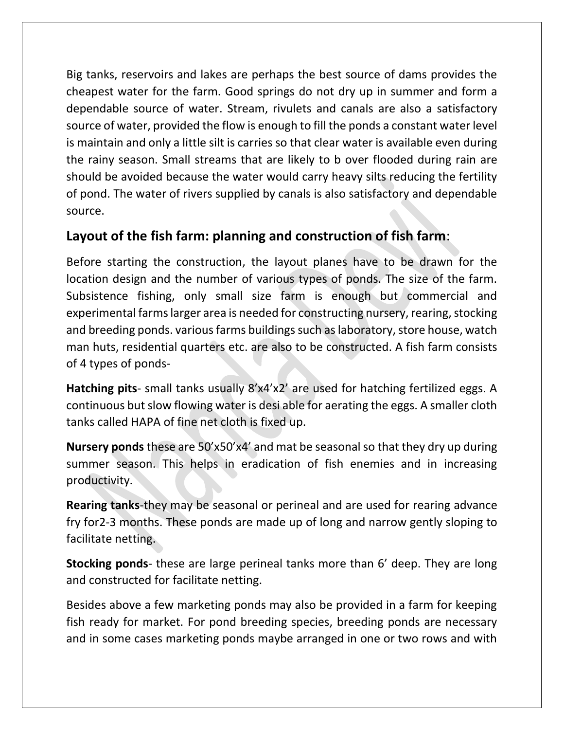Big tanks, reservoirs and lakes are perhaps the best source of dams provides the cheapest water for the farm. Good springs do not dry up in summer and form a dependable source of water. Stream, rivulets and canals are also a satisfactory source of water, provided the flow is enough to fill the ponds a constant water level is maintain and only a little silt is carries so that clear water is available even during the rainy season. Small streams that are likely to b over flooded during rain are should be avoided because the water would carry heavy silts reducing the fertility of pond. The water of rivers supplied by canals is also satisfactory and dependable source.

## Layout of the fish farm: planning and construction of fish farm:

Before starting the construction, the layout planes have to be drawn for the location design and the number of various types of ponds. The size of the farm. Subsistence fishing, only small size farm is enough but commercial and experimental farms larger area is needed for constructing nursery, rearing, stocking and breeding ponds. various farms buildings such as laboratory, store house, watch man huts, residential quarters etc. are also to be constructed. A fish farm consists of 4 types of ponds-

**Hatching pits**- small tanks usually 8’x4’x2’ are used for hatching fertilized eggs. A continuous but slow flowing water is desi able for aerating the eggs. A smaller cloth tanks called HAPA of fine net cloth is fixed up.

**Nursery ponds** these are 50’x50’x4’ and mat be seasonal so that they dry up during summer season. This helps in eradication of fish enemies and in increasing productivity.

**Rearing tanks**-they may be seasonal or perineal and are used for rearing advance fry for2-3 months. These ponds are made up of long and narrow gently sloping to facilitate netting.

**Stocking ponds**- these are large perineal tanks more than 6’ deep. They are long and constructed for facilitate netting.

Besides above a few marketing ponds may also be provided in a farm for keeping fish ready for market. For pond breeding species, breeding ponds are necessary and in some cases marketing ponds maybe arranged in one or two rows and with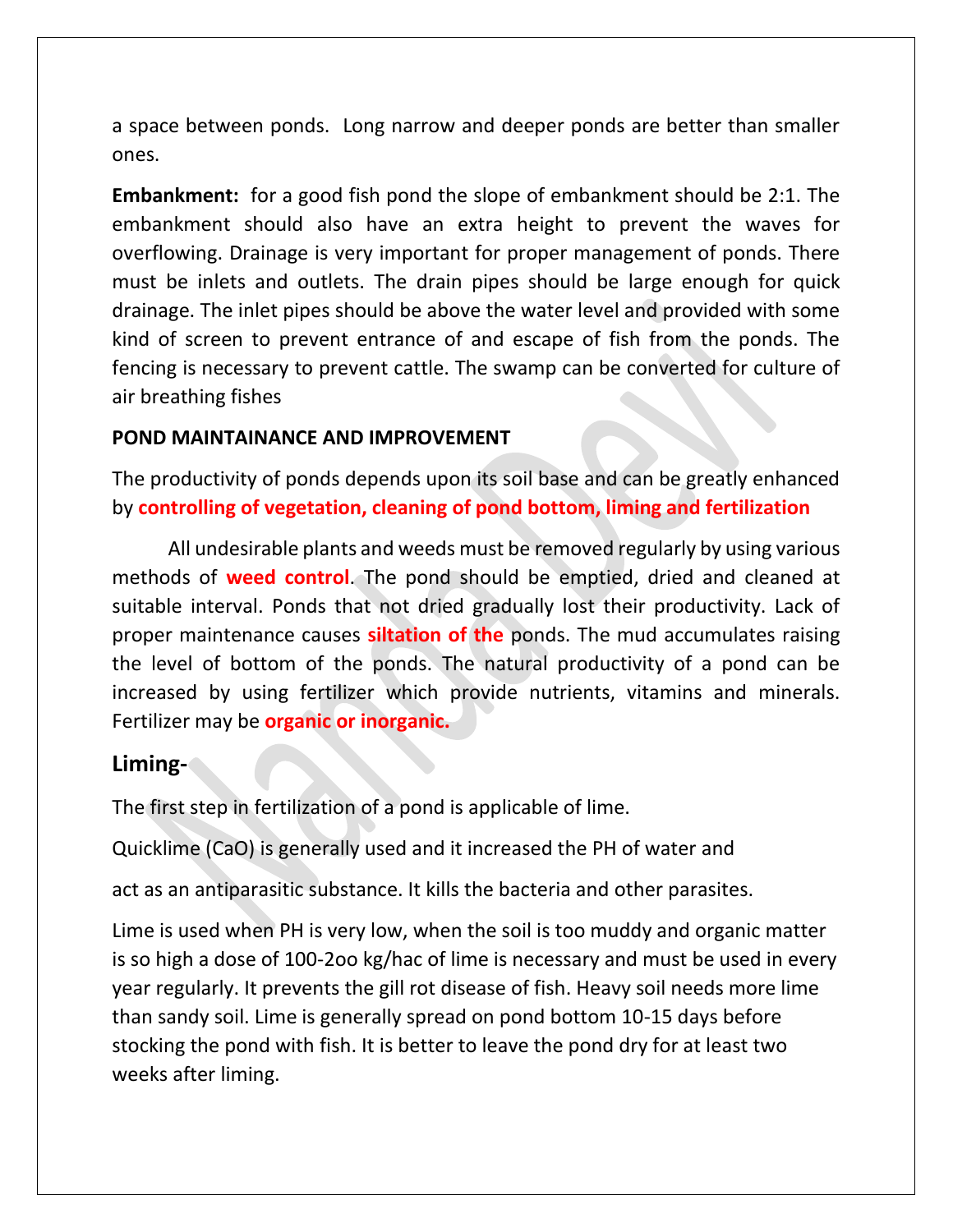a space between ponds. Long narrow and deeper ponds are better than smaller ones.

**Embankment:** for a good fish pond the slope of embankment should be 2:1. The embankment should also have an extra height to prevent the waves for overflowing. Drainage is very important for proper management of ponds. There must be inlets and outlets. The drain pipes should be large enough for quick drainage. The inlet pipes should be above the water level and provided with some kind of screen to prevent entrance of and escape of fish from the ponds. The fencing is necessary to prevent cattle. The swamp can be converted for culture of air breathing fishes

**POND MAINTAINANCE AND IMPROVEMENT**

The productivity of ponds depends upon its soil base and can be greatly enhanced by **controlling of vegetation, cleaning of pond bottom, liming and fertilization**

All undesirable plants and weeds must be removed regularly by using various methods of **weed control**. The pond should be emptied, dried and cleaned at suitable interval. Ponds that not dried gradually lost their productivity. Lack of proper maintenance causes **siltation of the** ponds. The mud accumulates raising the level of bottom of the ponds. The natural productivity of a pond can be increased by using fertilizer which provide nutrients, vitamins and minerals. Fertilizer may be **organic or inorganic.**

## Liming-

The first step in fertilization of a pond is applicable of lime.

Quicklime ($CaO$) is generally used and it increased the PH of water and

act as an antiparasitic substance. It kills the bacteria and other parasites.

Lime is used when PH is very low, when the soil is too muddy and organic matter is so high a dose of 100-2oo kg/hac of lime is necessary and must be used in every year regularly. It prevents the gill rot disease of fish. Heavy soil needs more lime than sandy soil. Lime is generally spread on pond bottom 10-15 days before stocking the pond with fish. It is better to leave the pond dry for at least two weeks after liming.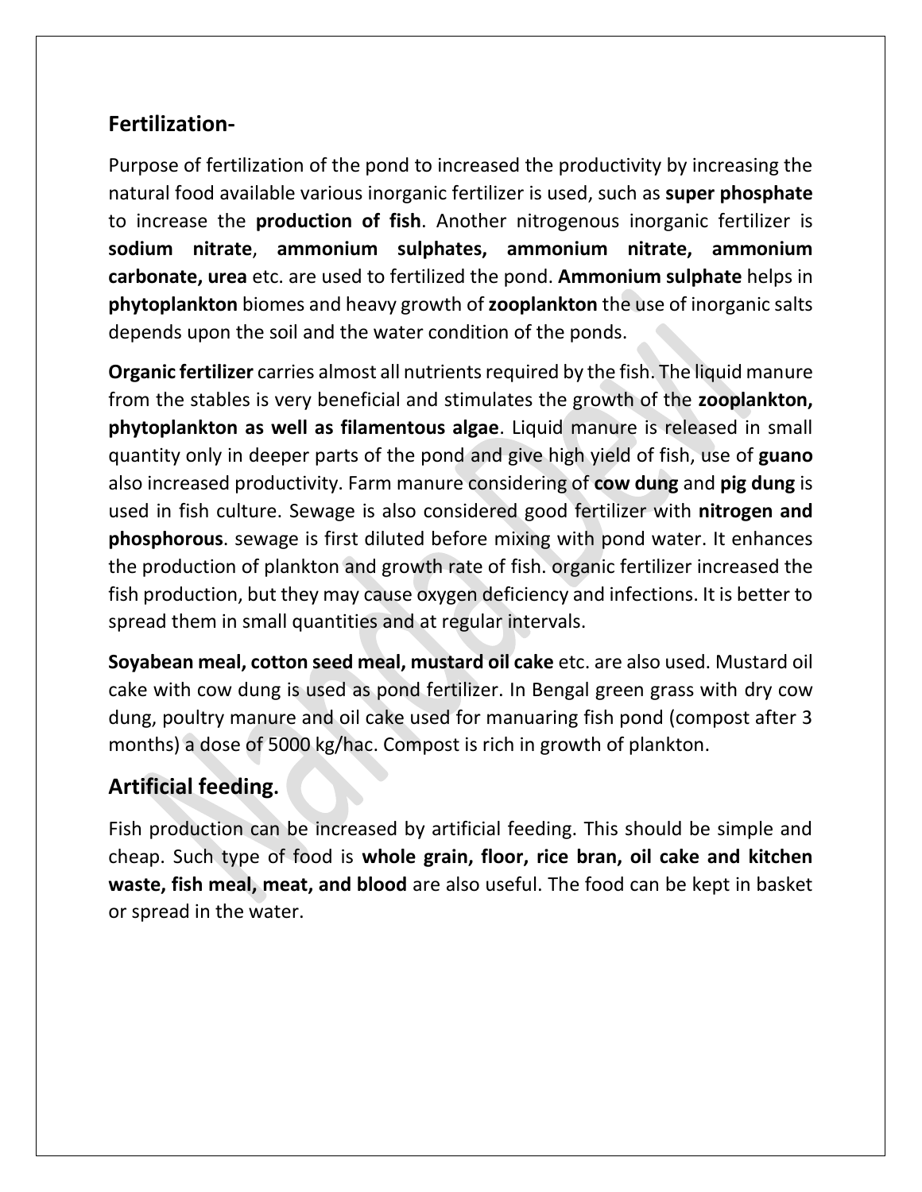## Fertilization-

Purpose of fertilization of the pond to increased the productivity by increasing the natural food available various inorganic fertilizer is used, such as **super phosphate** to increase the **production of fish**. Another nitrogenous inorganic fertilizer is **sodium nitrate**, **ammonium sulphates, ammonium nitrate, ammonium carbonate, urea** etc. are used to fertilized the pond. **Ammonium sulphate** helps in **phytoplankton** biomes and heavy growth of **zooplankton** the use of inorganic salts depends upon the soil and the water condition of the ponds.

**Organic fertilizer** carries almost all nutrients required by the fish. The liquid manure from the stables is very beneficial and stimulates the growth of the **zooplankton, phytoplankton as well as filamentous algae**. Liquid manure is released in small quantity only in deeper parts of the pond and give high yield of fish, use of **guano** also increased productivity. Farm manure considering of **cow dung** and **pig dung** is used in fish culture. Sewage is also considered good fertilizer with **nitrogen and phosphorous**. sewage is first diluted before mixing with pond water. It enhances the production of plankton and growth rate of fish. organic fertilizer increased the fish production, but they may cause oxygen deficiency and infections. It is better to spread them in small quantities and at regular intervals.

**Soyabean meal, cotton seed meal, mustard oil cake** etc. are also used. Mustard oil cake with cow dung is used as pond fertilizer. In Bengal green grass with dry cow dung, poultry manure and oil cake used for manuaring fish pond (compost after 3 months) a dose of 5000 kg/hac. Compost is rich in growth of plankton.

## Artificial feeding.

Fish production can be increased by artificial feeding. This should be simple and cheap. Such type of food is **whole grain, floor, rice bran, oil cake and kitchen waste, fish meal, meat, and blood** are also useful. The food can be kept in basket or spread in the water.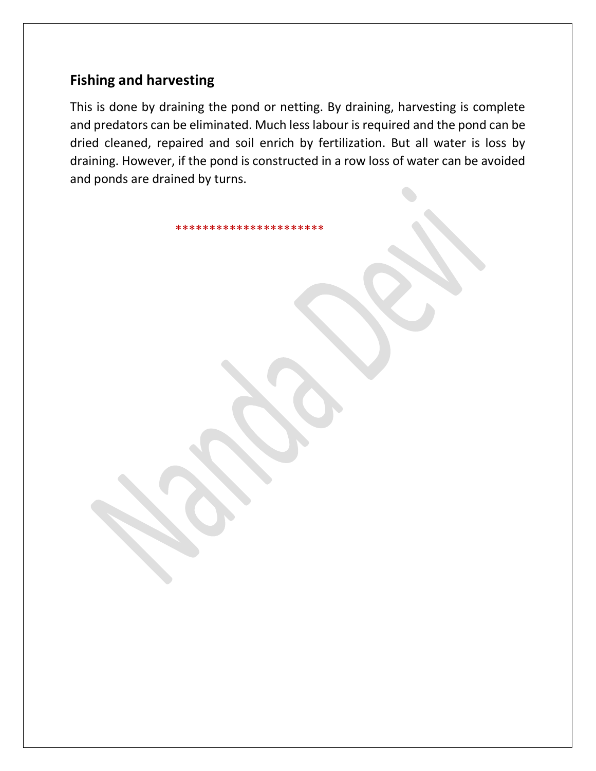## Fishing and harvesting

This is done by draining the pond or netting. By draining, harvesting is complete and predators can be eliminated. Much less labour is required and the pond can be dried cleaned, repaired and soil enrich by fertilization. But all water is loss by draining. However, if the pond is constructed in a row loss of water can be avoided and ponds are drained by turns.

**********************